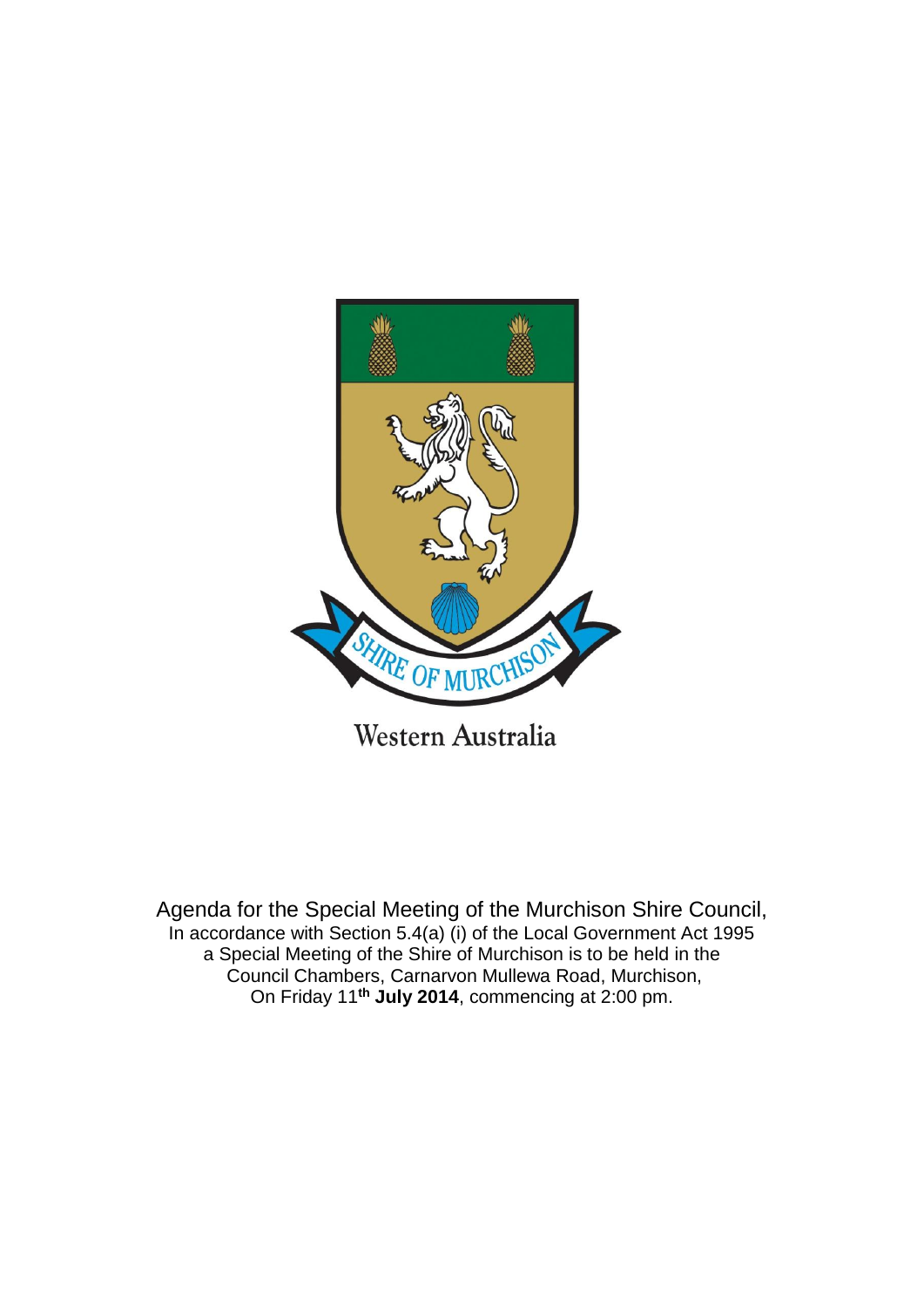SHIRE OF MURCHISON

Western Australia

Agenda for the Special Meeting of the Murchison Shire Council,
In accordance with Section 5.4(a) (i) of the Local Government Act 1995
a Special Meeting of the Shire of Murchison is to be held in the
Council Chambers, Carnarvon Mullewa Road, Murchison,
On Friday 11**th July 2014**, commencing at 2:00 pm.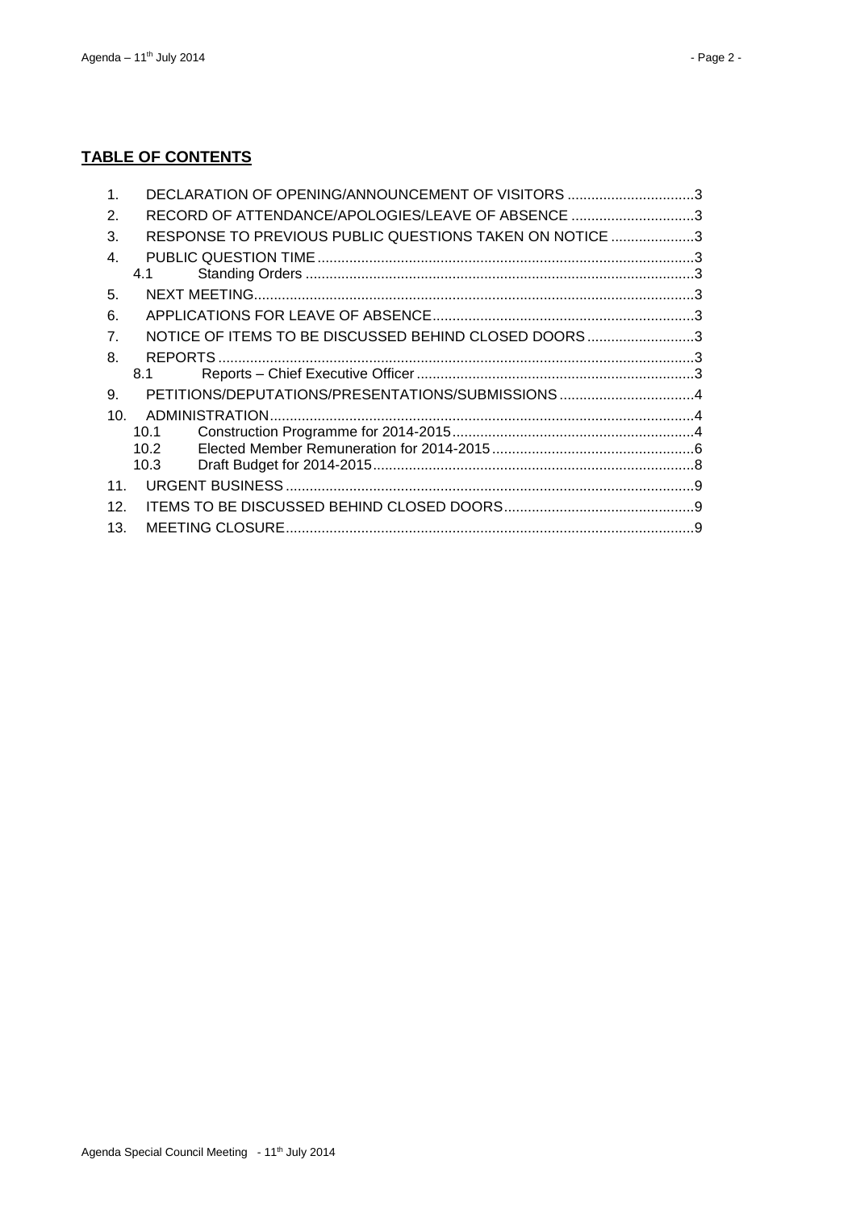**TABLE OF CONTENTS**

1. DECLARATION OF OPENING/ANNOUNCEMENT OF VISITORS ................................3
2. RECORD OF ATTENDANCE/APOLOGIES/LEAVE OF ABSENCE ...............................3
3. RESPONSE TO PREVIOUS PUBLIC QUESTIONS TAKEN ON NOTICE .....................3
4. PUBLIC QUESTION TIME ..............................................................................................3
   - 4.1 Standing Orders .................................................................................................3
5. NEXT MEETING..............................................................................................................3
6. APPLICATIONS FOR LEAVE OF ABSENCE..................................................................3
7. NOTICE OF ITEMS TO BE DISCUSSED BEHIND CLOSED DOORS...........................3
8. REPORTS .......................................................................................................................3
   - 8.1 Reports – Chief Executive Officer ......................................................................3
9. PETITIONS/DEPUTATIONS/PRESENTATIONS/SUBMISSIONS ..................................4
10. ADMINISTRATION..........................................................................................................4
    - 10.1 Construction Programme for 2014-2015.............................................................4
    - 10.2 Elected Member Remuneration for 2014-2015...................................................6
    - 10.3 Draft Budget for 2014-2015................................................................................8
11. URGENT BUSINESS ......................................................................................................9
12. ITEMS TO BE DISCUSSED BEHIND CLOSED DOORS................................................9
13. MEETING CLOSURE......................................................................................................9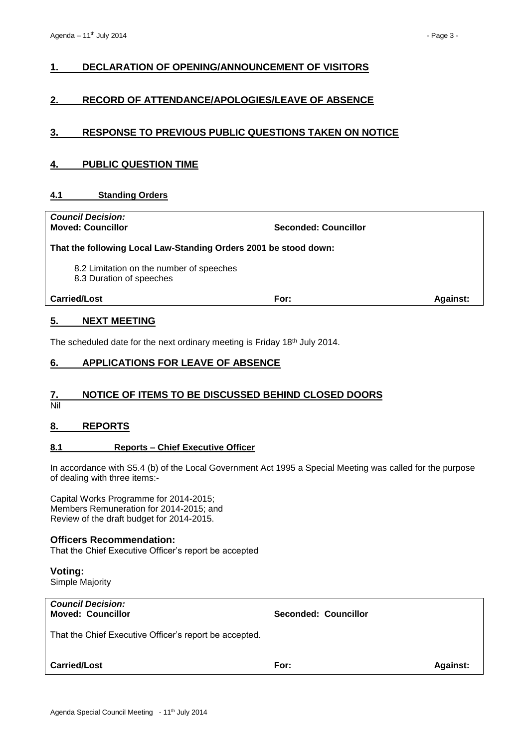## 1. DECLARATION OF OPENING/ANNOUNCEMENT OF VISITORS

## 2. RECORD OF ATTENDANCE/APOLOGIES/LEAVE OF ABSENCE

## 3. RESPONSE TO PREVIOUS PUBLIC QUESTIONS TAKEN ON NOTICE

## 4. PUBLIC QUESTION TIME

### 4.1 Standing Orders

***Council Decision:***
**Moved: Councillor** **Seconded: Councillor**

**That the following Local Law-Standing Orders 2001 be stood down:**

8.2 Limitation on the number of speeches
8.3 Duration of speeches

**Carried/Lost** **For:** **Against:**

## 5. NEXT MEETING

The scheduled date for the next ordinary meeting is Friday 18th July 2014.

## 6. APPLICATIONS FOR LEAVE OF ABSENCE

## 7. NOTICE OF ITEMS TO BE DISCUSSED BEHIND CLOSED DOORS

Nil

## 8. REPORTS

### 8.1 Reports – Chief Executive Officer

In accordance with S5.4 (b) of the Local Government Act 1995 a Special Meeting was called for the purpose of dealing with three items:-

Capital Works Programme for 2014-2015;
Members Remuneration for 2014-2015; and
Review of the draft budget for 2014-2015.

**Officers Recommendation:**
That the Chief Executive Officer's report be accepted

**Voting:**
Simple Majority

***Council Decision:***
**Moved: Councillor** **Seconded: Councillor**

That the Chief Executive Officer's report be accepted.

**Carried/Lost** **For:** **Against:**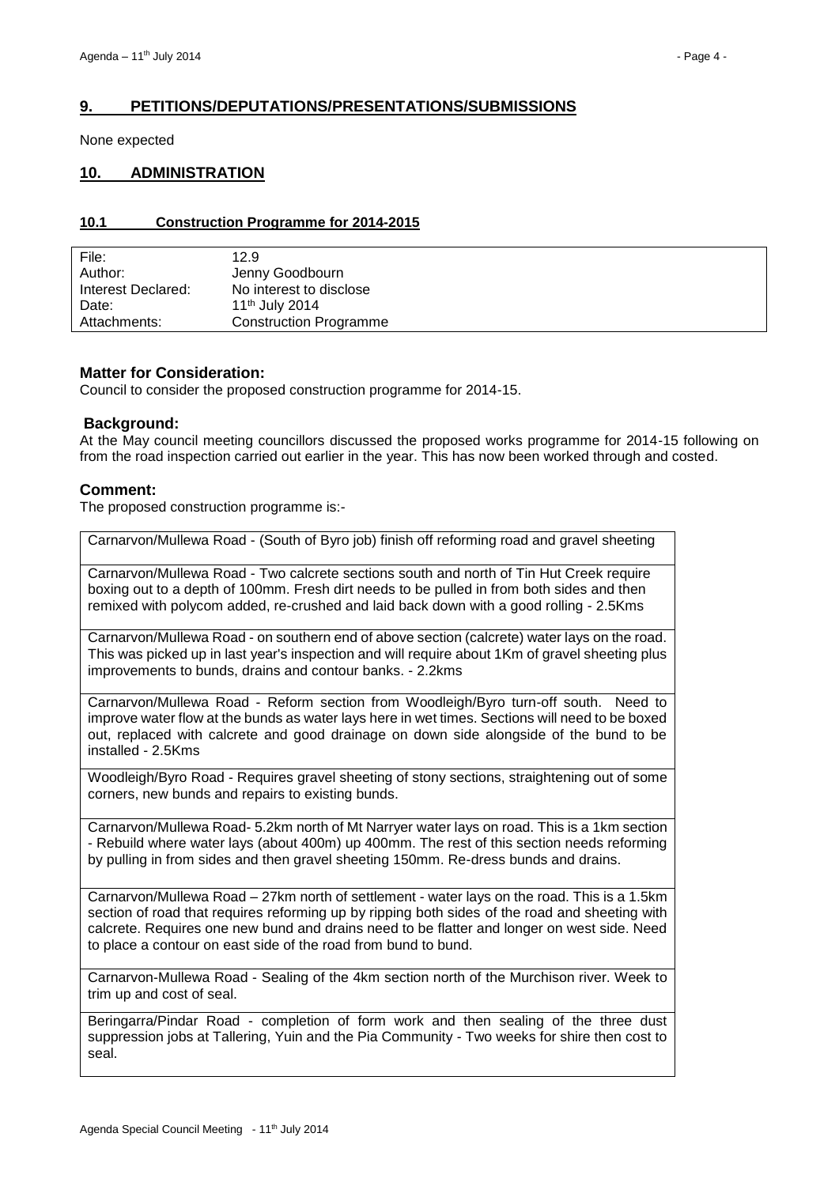## 9. PETITIONS/DEPUTATIONS/PRESENTATIONS/SUBMISSIONS

None expected

## 10. ADMINISTRATION

### 10.1 Construction Programme for 2014-2015

| | |
|---|---|
| File: | 12.9 |
| Author: | Jenny Goodbourn |
| Interest Declared: | No interest to disclose |
| Date: | 11th July 2014 |
| Attachments: | Construction Programme |

**Matter for Consideration:**
Council to consider the proposed construction programme for 2014-15.

**Background:**
At the May council meeting councillors discussed the proposed works programme for 2014-15 following on from the road inspection carried out earlier in the year. This has now been worked through and costed.

**Comment:**
The proposed construction programme is:-

| |
|---|
| Carnarvon/Mullewa Road - (South of Byro job) finish off reforming road and gravel sheeting |
| Carnarvon/Mullewa Road - Two calcrete sections south and north of Tin Hut Creek require boxing out to a depth of 100mm. Fresh dirt needs to be pulled in from both sides and then remixed with polycom added, re-crushed and laid back down with a good rolling - 2.5Kms |
| Carnarvon/Mullewa Road - on southern end of above section (calcrete) water lays on the road. This was picked up in last year's inspection and will require about 1Km of gravel sheeting plus improvements to bunds, drains and contour banks. - 2.2kms |
| Carnarvon/Mullewa Road - Reform section from Woodleigh/Byro turn-off south. Need to improve water flow at the bunds as water lays here in wet times. Sections will need to be boxed out, replaced with calcrete and good drainage on down side alongside of the bund to be installed - 2.5Kms |
| Woodleigh/Byro Road - Requires gravel sheeting of stony sections, straightening out of some corners, new bunds and repairs to existing bunds. |
| Carnarvon/Mullewa Road- 5.2km north of Mt Narryer water lays on road. This is a 1km section - Rebuild where water lays (about 400m) up 400mm. The rest of this section needs reforming by pulling in from sides and then gravel sheeting 150mm. Re-dress bunds and drains. |
| Carnarvon/Mullewa Road – 27km north of settlement - water lays on the road. This is a 1.5km section of road that requires reforming up by ripping both sides of the road and sheeting with calcrete. Requires one new bund and drains need to be flatter and longer on west side. Need to place a contour on east side of the road from bund to bund. |
| Carnarvon-Mullewa Road - Sealing of the 4km section north of the Murchison river. Week to trim up and cost of seal. |
| Beringarra/Pindar Road - completion of form work and then sealing of the three dust suppression jobs at Tallering, Yuin and the Pia Community - Two weeks for shire then cost to seal. |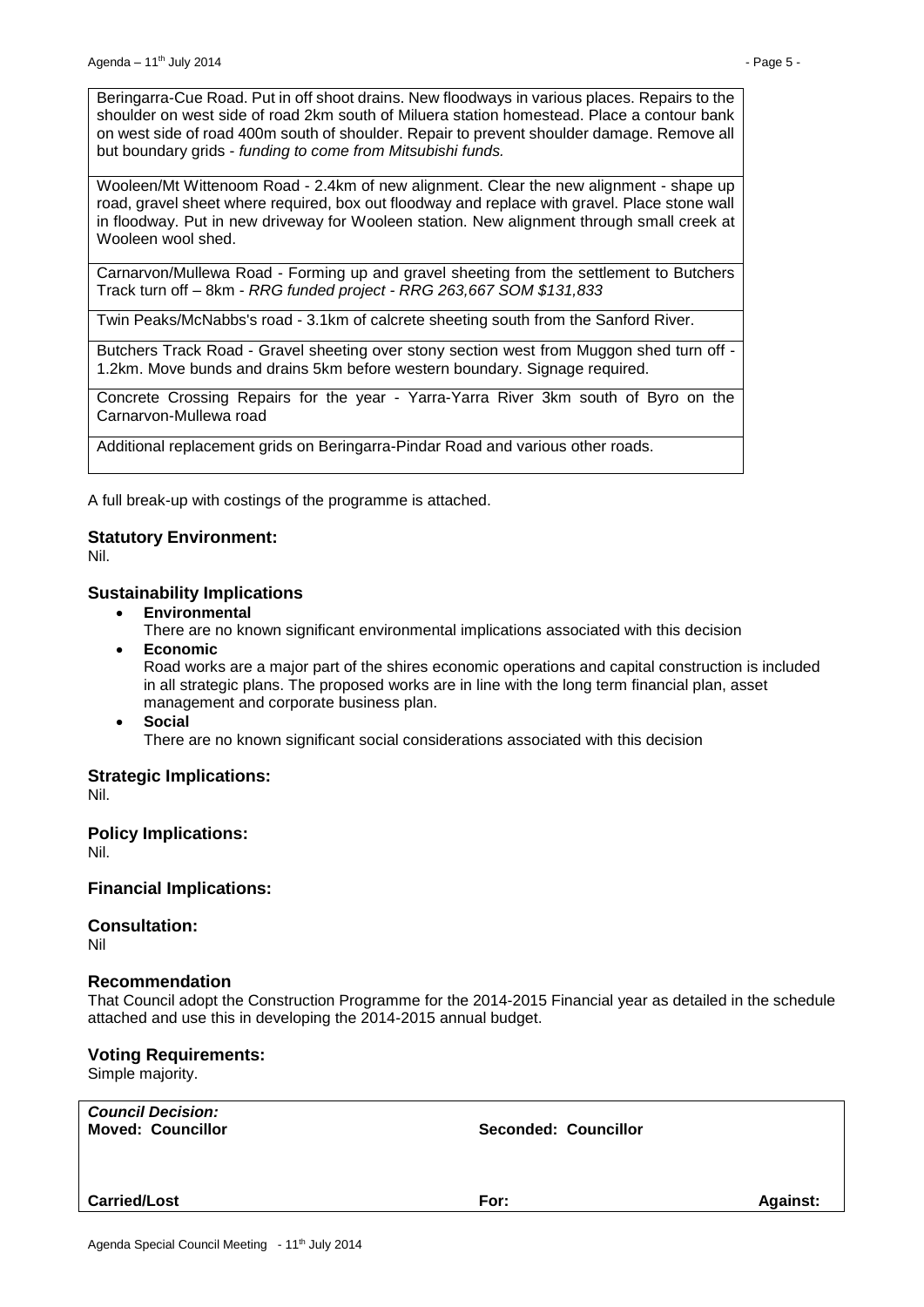| Beringarra-Cue Road. Put in off shoot drains. New floodways in various places. Repairs to the shoulder on west side of road 2km south of Miluera station homestead. Place a contour bank on west side of road 400m south of shoulder. Repair to prevent shoulder damage. Remove all but boundary grids - *funding to come from Mitsubishi funds.* |
|---|
| Wooleen/Mt Wittenoom Road - 2.4km of new alignment. Clear the new alignment - shape up road, gravel sheet where required, box out floodway and replace with gravel. Place stone wall in floodway. Put in new driveway for Wooleen station. New alignment through small creek at Wooleen wool shed. |
| Carnarvon/Mullewa Road - Forming up and gravel sheeting from the settlement to Butchers Track turn off – 8km - *RRG funded project - RRG 263,667 SOM $131,833* |
| Twin Peaks/McNabbs's road - 3.1km of calcrete sheeting south from the Sanford River. |
| Butchers Track Road - Gravel sheeting over stony section west from Muggon shed turn off - 1.2km. Move bunds and drains 5km before western boundary. Signage required. |
| Concrete Crossing Repairs for the year - Yarra-Yarra River 3km south of Byro on the Carnarvon-Mullewa road |
| Additional replacement grids on Beringarra-Pindar Road and various other roads. |

A full break-up with costings of the programme is attached.

### Statutory Environment:

Nil.

### Sustainability Implications

- **Environmental**
  There are no known significant environmental implications associated with this decision
- **Economic**
  Road works are a major part of the shires economic operations and capital construction is included in all strategic plans. The proposed works are in line with the long term financial plan, asset management and corporate business plan.
- **Social**
  There are no known significant social considerations associated with this decision

### Strategic Implications:

Nil.

### Policy Implications:

Nil.

### Financial Implications:

### Consultation:

Nil

### Recommendation

That Council adopt the Construction Programme for the 2014-2015 Financial year as detailed in the schedule attached and use this in developing the 2014-2015 annual budget.

### Voting Requirements:

Simple majority.

| ***Council Decision:*** **Moved: Councillor** | **Seconded: Councillor** | |
|---|---|---|
| **Carried/Lost** | **For:** | **Against:** |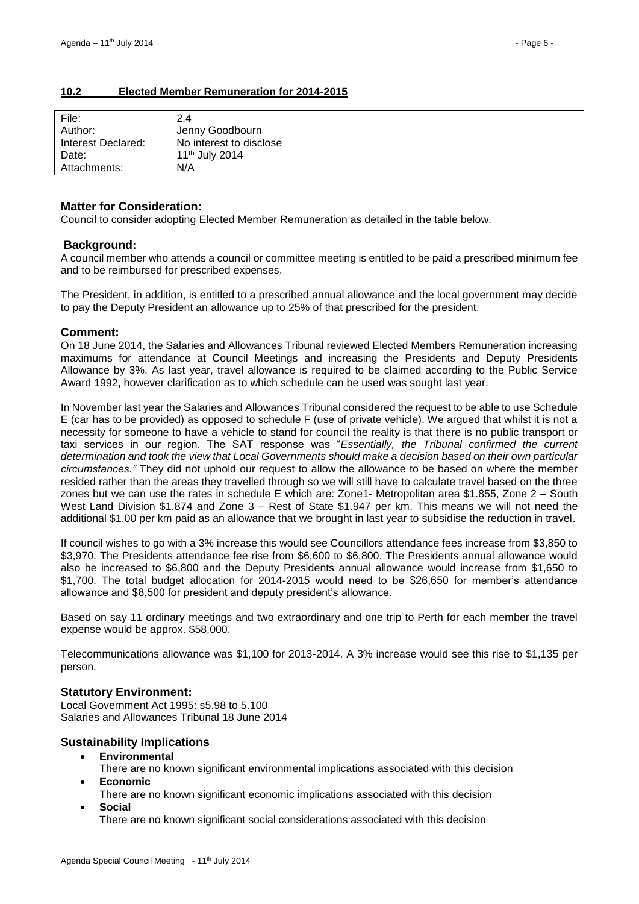## 10.2 Elected Member Remuneration for 2014-2015

| File: | 2.4 |
|---|---|
| Author: | Jenny Goodbourn |
| Interest Declared: | No interest to disclose |
| Date: | 11th July 2014 |
| Attachments: | N/A |

### Matter for Consideration:

Council to consider adopting Elected Member Remuneration as detailed in the table below.

### Background:

A council member who attends a council or committee meeting is entitled to be paid a prescribed minimum fee and to be reimbursed for prescribed expenses.

The President, in addition, is entitled to a prescribed annual allowance and the local government may decide to pay the Deputy President an allowance up to 25% of that prescribed for the president.

### Comment:

On 18 June 2014, the Salaries and Allowances Tribunal reviewed Elected Members Remuneration increasing maximums for attendance at Council Meetings and increasing the Presidents and Deputy Presidents Allowance by 3%. As last year, travel allowance is required to be claimed according to the Public Service Award 1992, however clarification as to which schedule can be used was sought last year.

In November last year the Salaries and Allowances Tribunal considered the request to be able to use Schedule E (car has to be provided) as opposed to schedule F (use of private vehicle). We argued that whilst it is not a necessity for someone to have a vehicle to stand for council the reality is that there is no public transport or taxi services in our region. The SAT response was "*Essentially, the Tribunal confirmed the current determination and took the view that Local Governments should make a decision based on their own particular circumstances."* They did not uphold our request to allow the allowance to be based on where the member resided rather than the areas they travelled through so we will still have to calculate travel based on the three zones but we can use the rates in schedule E which are: Zone1- Metropolitan area $1.855, Zone 2 – South West Land Division $1.874 and Zone 3 – Rest of State $1.947 per km. This means we will not need the additional $1.00 per km paid as an allowance that we brought in last year to subsidise the reduction in travel.

If council wishes to go with a 3% increase this would see Councillors attendance fees increase from $3,850 to $3,970. The Presidents attendance fee rise from $6,600 to $6,800. The Presidents annual allowance would also be increased to $6,800 and the Deputy Presidents annual allowance would increase from $1,650 to $1,700. The total budget allocation for 2014-2015 would need to be $26,650 for member's attendance allowance and $8,500 for president and deputy president's allowance.

Based on say 11 ordinary meetings and two extraordinary and one trip to Perth for each member the travel expense would be approx. $58,000.

Telecommunications allowance was $1,100 for 2013-2014. A 3% increase would see this rise to $1,135 per person.

### Statutory Environment:

Local Government Act 1995: s5.98 to 5.100
Salaries and Allowances Tribunal 18 June 2014

### Sustainability Implications

- **Environmental**
  There are no known significant environmental implications associated with this decision
- **Economic**
  There are no known significant economic implications associated with this decision
- **Social**
  There are no known significant social considerations associated with this decision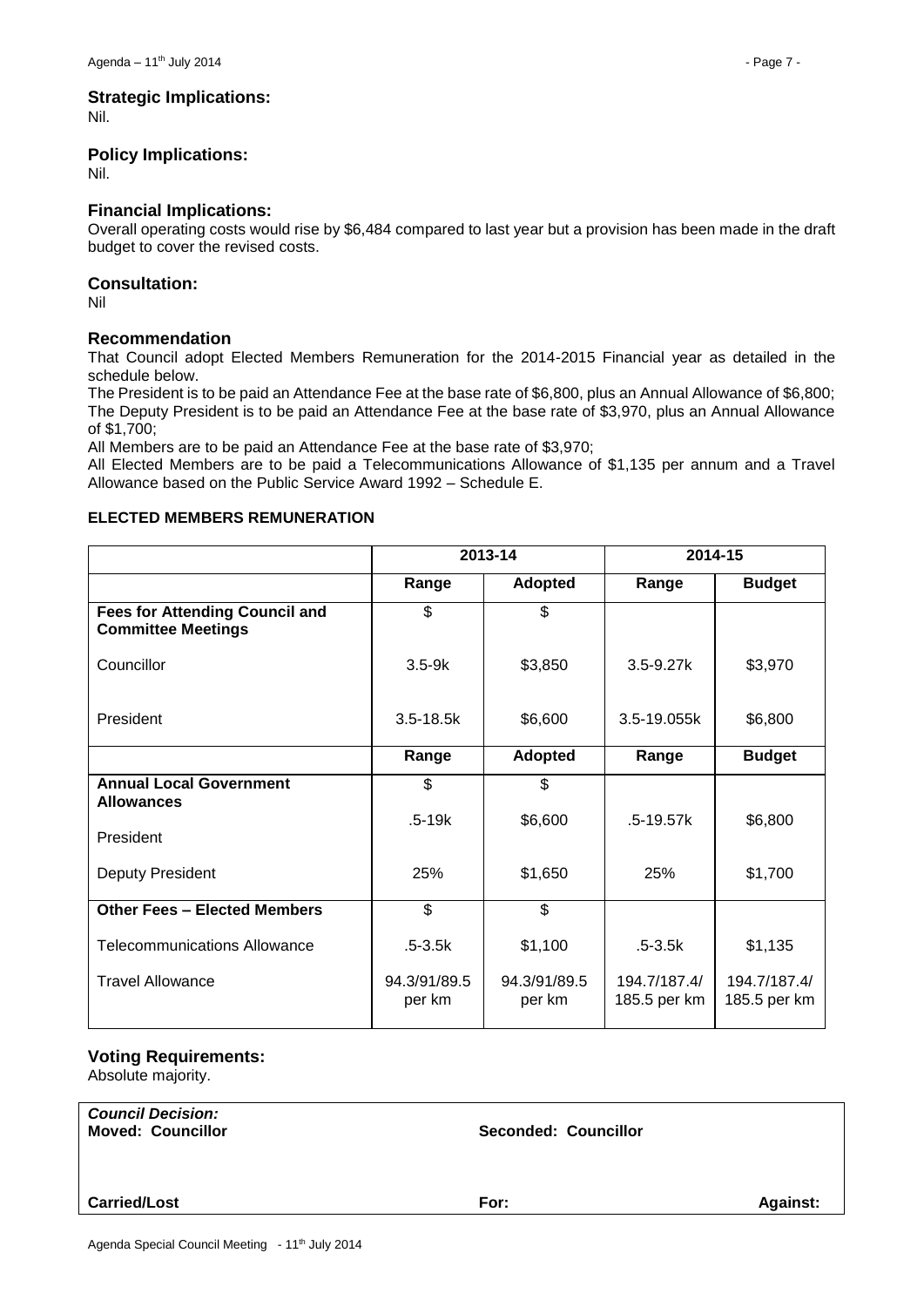### Strategic Implications:

Nil.

### Policy Implications:

Nil.

### Financial Implications:

Overall operating costs would rise by $6,484 compared to last year but a provision has been made in the draft budget to cover the revised costs.

### Consultation:

Nil

### Recommendation

That Council adopt Elected Members Remuneration for the 2014-2015 Financial year as detailed in the schedule below.

The President is to be paid an Attendance Fee at the base rate of $6,800, plus an Annual Allowance of $6,800;
The Deputy President is to be paid an Attendance Fee at the base rate of $3,970, plus an Annual Allowance of $1,700;

All Members are to be paid an Attendance Fee at the base rate of $3,970;

All Elected Members are to be paid a Telecommunications Allowance of $1,135 per annum and a Travel Allowance based on the Public Service Award 1992 – Schedule E.

**ELECTED MEMBERS REMUNERATION**

| | 2013-14 | | 2014-15 | |
|---|---|---|---|---|
| | **Range** | **Adopted** | **Range** | **Budget** |
| **Fees for Attending Council and Committee Meetings** | $ | $ | | |
| Councillor | 3.5-9k | $3,850 | 3.5-9.27k | $3,970 |
| President | 3.5-18.5k | $6,600 | 3.5-19.055k | $6,800 |
| | **Range** | **Adopted** | **Range** | **Budget** |
| **Annual Local Government Allowances** | $ | $ | | |
| President | .5-19k | $6,600 | .5-19.57k | $6,800 |
| Deputy President | 25% | $1,650 | 25% | $1,700 |
| **Other Fees – Elected Members** | $ | $ | | |
| Telecommunications Allowance | .5-3.5k | $1,100 | .5-3.5k | $1,135 |
| Travel Allowance | 94.3/91/89.5 per km | 94.3/91/89.5 per km | 194.7/187.4/ 185.5 per km | 194.7/187.4/ 185.5 per km |

### Voting Requirements:

Absolute majority.

| *Council Decision:* **Moved: Councillor** | **Seconded: Councillor** | |
|---|---|---|
| **Carried/Lost** | **For:** | **Against:** |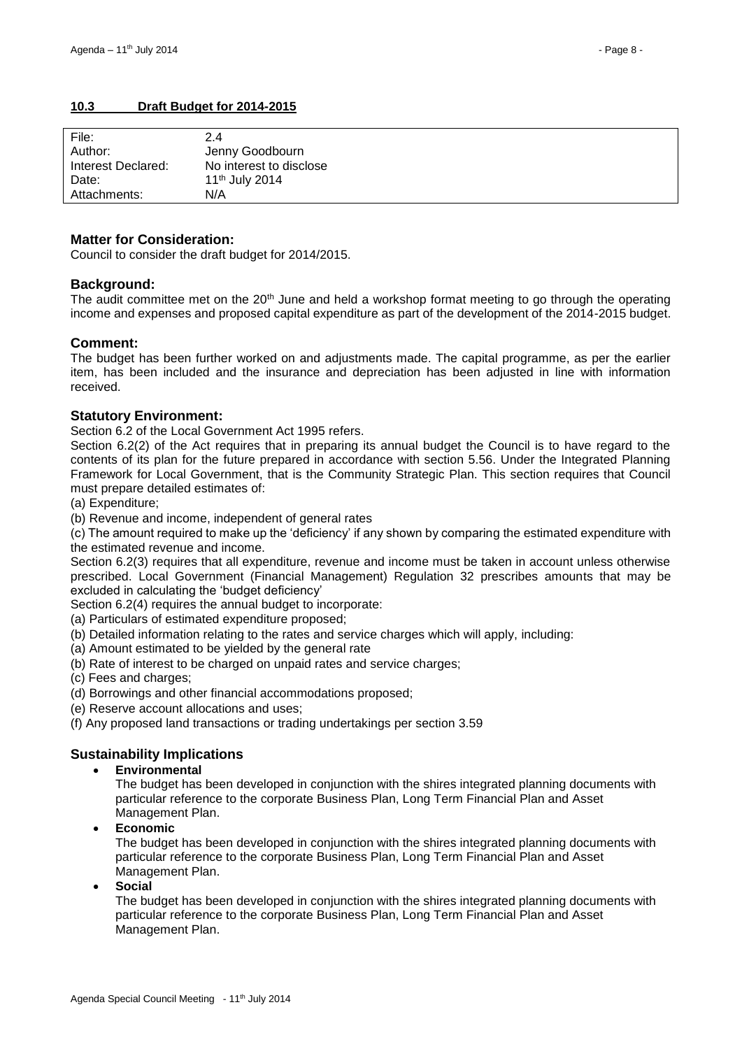## 10.3 Draft Budget for 2014-2015

| File: | 2.4 |
|---|---|
| Author: | Jenny Goodbourn |
| Interest Declared: | No interest to disclose |
| Date: | 11th July 2014 |
| Attachments: | N/A |

### Matter for Consideration:

Council to consider the draft budget for 2014/2015.

### Background:

The audit committee met on the 20th June and held a workshop format meeting to go through the operating income and expenses and proposed capital expenditure as part of the development of the 2014-2015 budget.

### Comment:

The budget has been further worked on and adjustments made. The capital programme, as per the earlier item, has been included and the insurance and depreciation has been adjusted in line with information received.

### Statutory Environment:

Section 6.2 of the Local Government Act 1995 refers.

Section 6.2(2) of the Act requires that in preparing its annual budget the Council is to have regard to the contents of its plan for the future prepared in accordance with section 5.56. Under the Integrated Planning Framework for Local Government, that is the Community Strategic Plan. This section requires that Council must prepare detailed estimates of:

(a) Expenditure;

(b) Revenue and income, independent of general rates

(c) The amount required to make up the 'deficiency' if any shown by comparing the estimated expenditure with the estimated revenue and income.

Section 6.2(3) requires that all expenditure, revenue and income must be taken in account unless otherwise prescribed. Local Government (Financial Management) Regulation 32 prescribes amounts that may be excluded in calculating the 'budget deficiency'

Section 6.2(4) requires the annual budget to incorporate:

(a) Particulars of estimated expenditure proposed;

(b) Detailed information relating to the rates and service charges which will apply, including:

(a) Amount estimated to be yielded by the general rate

(b) Rate of interest to be charged on unpaid rates and service charges;

(c) Fees and charges;

(d) Borrowings and other financial accommodations proposed;

(e) Reserve account allocations and uses;

(f) Any proposed land transactions or trading undertakings per section 3.59

### Sustainability Implications

- **Environmental**
  The budget has been developed in conjunction with the shires integrated planning documents with particular reference to the corporate Business Plan, Long Term Financial Plan and Asset Management Plan.
- **Economic**
  The budget has been developed in conjunction with the shires integrated planning documents with particular reference to the corporate Business Plan, Long Term Financial Plan and Asset Management Plan.
- **Social**
  The budget has been developed in conjunction with the shires integrated planning documents with particular reference to the corporate Business Plan, Long Term Financial Plan and Asset Management Plan.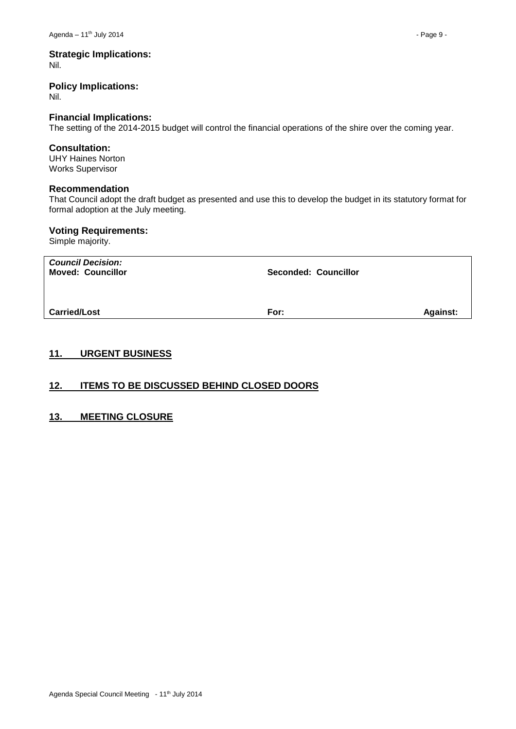### Strategic Implications:
Nil.

### Policy Implications:
Nil.

### Financial Implications:
The setting of the 2014-2015 budget will control the financial operations of the shire over the coming year.

### Consultation:
UHY Haines Norton
Works Supervisor

### Recommendation
That Council adopt the draft budget as presented and use this to develop the budget in its statutory format for formal adoption at the July meeting.

### Voting Requirements:
Simple majority.

| | | |
|---|---|---|
| ***Council Decision:*** **Moved: Councillor** | **Seconded: Councillor** | |
| **Carried/Lost** | **For:** | **Against:** |

## 11. URGENT BUSINESS

## 12. ITEMS TO BE DISCUSSED BEHIND CLOSED DOORS

## 13. MEETING CLOSURE